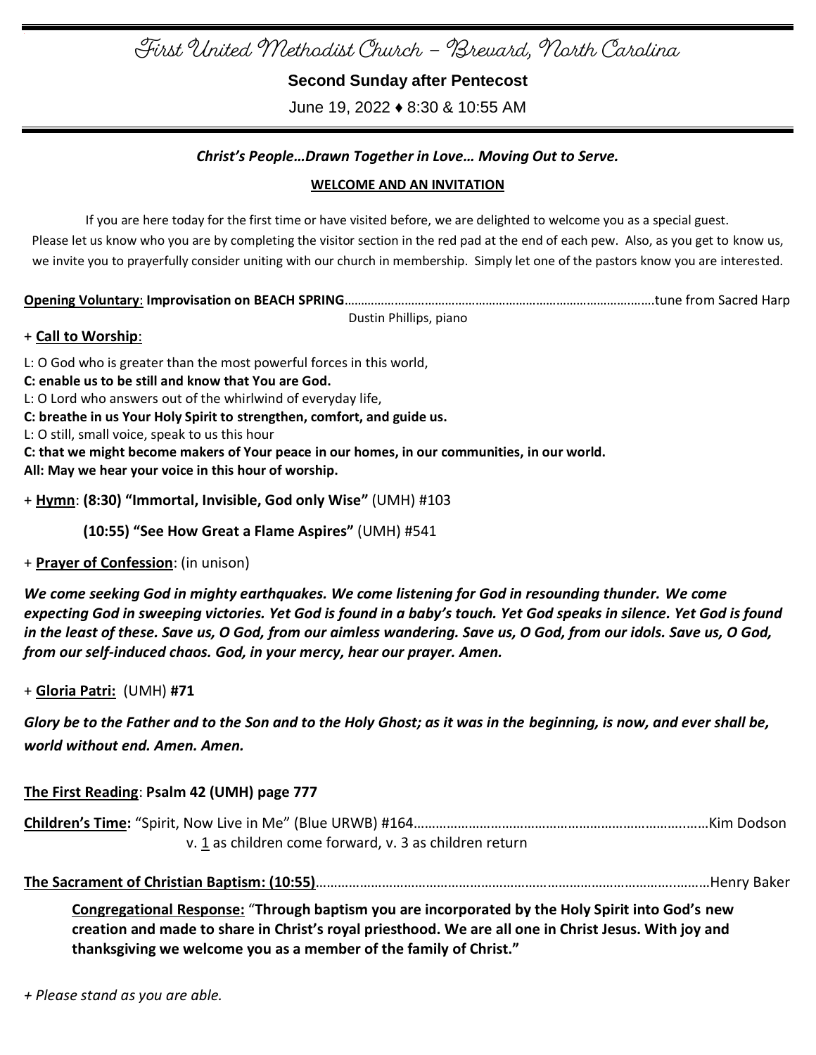# First United Methodist Church – Brevard, North Carolina

**Second Sunday after Pentecost**

June 19, 2022 ♦ 8:30 & 10:55 AM

***Christ's People…Drawn Together in Love… Moving Out to Serve.***

**WELCOME AND AN INVITATION**

If you are here today for the first time or have visited before, we are delighted to welcome you as a special guest. Please let us know who you are by completing the visitor section in the red pad at the end of each pew. Also, as you get to know us, we invite you to prayerfully consider uniting with our church in membership. Simply let one of the pastors know you are interested.

**Opening Voluntary**: **Improvisation on BEACH SPRING**……………………………………………………………………………tune from Sacred Harp
Dustin Phillips, piano

+ **Call to Worship**:

L: O God who is greater than the most powerful forces in this world,
**C: enable us to be still and know that You are God.**
L: O Lord who answers out of the whirlwind of everyday life,
**C: breathe in us Your Holy Spirit to strengthen, comfort, and guide us.**
L: O still, small voice, speak to us this hour
**C: that we might become makers of Your peace in our homes, in our communities, in our world.**
**All: May we hear your voice in this hour of worship.**

+ **Hymn**: **(8:30) "Immortal, Invisible, God only Wise"** (UMH) #103

**(10:55) "See How Great a Flame Aspires"** (UMH) #541

+ **Prayer of Confession**: (in unison)

***We come seeking God in mighty earthquakes. We come listening for God in resounding thunder. We come expecting God in sweeping victories. Yet God is found in a baby's touch. Yet God speaks in silence. Yet God is found in the least of these. Save us, O God, from our aimless wandering. Save us, O God, from our idols. Save us, O God, from our self-induced chaos. God, in your mercy, hear our prayer. Amen.***

+ **Gloria Patri:** (UMH) **#71**

***Glory be to the Father and to the Son and to the Holy Ghost; as it was in the beginning, is now, and ever shall be, world without end. Amen. Amen.***

**The First Reading**: **Psalm 42 (UMH) page 777**

**Children's Time:** "Spirit, Now Live in Me" (Blue URWB) #164…………………………………………………………………Kim Dodson
v. 1 as children come forward, v. 3 as children return

**The Sacrament of Christian Baptism: (10:55)**……………………………………………………………………………………………Henry Baker

**Congregational Response:** "**Through baptism you are incorporated by the Holy Spirit into God's new creation and made to share in Christ's royal priesthood. We are all one in Christ Jesus. With joy and thanksgiving we welcome you as a member of the family of Christ."**

*+ Please stand as you are able.*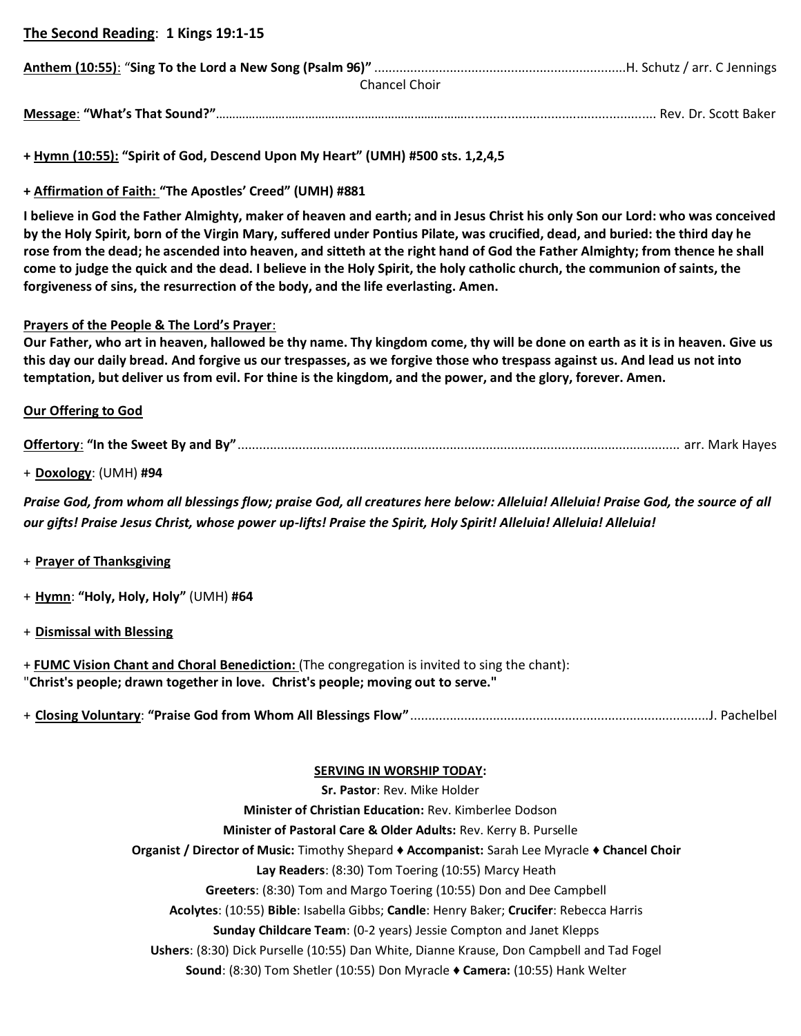**<u>The Second Reading</u>: 1 Kings 19:1-15**

**<u>Anthem (10:55)</u>**: "**Sing To the Lord a New Song (Psalm 96)**" ......................................................................H. Schutz / arr. C Jennings
Chancel Choir

**<u>Message</u>: "What's That Sound?"**........................................................................................................... Rev. Dr. Scott Baker

**+ <u>Hymn (10:55):</u> "Spirit of God, Descend Upon My Heart" (UMH) #500 sts. 1,2,4,5**

**+ <u>Affirmation of Faith:</u> "The Apostles' Creed" (UMH) #881**

**I believe in God the Father Almighty, maker of heaven and earth; and in Jesus Christ his only Son our Lord: who was conceived by the Holy Spirit, born of the Virgin Mary, suffered under Pontius Pilate, was crucified, dead, and buried: the third day he rose from the dead; he ascended into heaven, and sitteth at the right hand of God the Father Almighty; from thence he shall come to judge the quick and the dead. I believe in the Holy Spirit, the holy catholic church, the communion of saints, the forgiveness of sins, the resurrection of the body, and the life everlasting. Amen.**

**<u>Prayers of the People & The Lord's Prayer</u>:**
**Our Father, who art in heaven, hallowed be thy name. Thy kingdom come, thy will be done on earth as it is in heaven. Give us this day our daily bread. And forgive us our trespasses, as we forgive those who trespass against us. And lead us not into temptation, but deliver us from evil. For thine is the kingdom, and the power, and the glory, forever. Amen.**

**<u>Our Offering to God</u>**

**<u>Offertory</u>: "In the Sweet By and By"**........................................................................................................... arr. Mark Hayes

+ **<u>Doxology</u>**: (UMH) **#94**

***Praise God, from whom all blessings flow; praise God, all creatures here below: Alleluia! Alleluia! Praise God, the source of all our gifts! Praise Jesus Christ, whose power up-lifts! Praise the Spirit, Holy Spirit! Alleluia! Alleluia! Alleluia!***

+ **<u>Prayer of Thanksgiving</u>**

+ **<u>Hymn</u>**: **"Holy, Holy, Holy"** (UMH) **#64**

+ **<u>Dismissal with Blessing</u>**

+ **<u>FUMC Vision Chant and Choral Benediction:</u>** (The congregation is invited to sing the chant):
"**Christ's people; drawn together in love. Christ's people; moving out to serve."**

+ **<u>Closing Voluntary</u>**: **"Praise God from Whom All Blessings Flow"**..................................................................................J. Pachelbel

**<u>SERVING IN WORSHIP TODAY:</u>**

**Sr. Pastor**: Rev. Mike Holder

**Minister of Christian Education:** Rev. Kimberlee Dodson

**Minister of Pastoral Care & Older Adults:** Rev. Kerry B. Purselle

**Organist / Director of Music:** Timothy Shepard ♦ **Accompanist:** Sarah Lee Myracle ♦ **Chancel Choir**

**Lay Readers**: (8:30) Tom Toering (10:55) Marcy Heath

**Greeters**: (8:30) Tom and Margo Toering (10:55) Don and Dee Campbell

**Acolytes**: (10:55) **Bible**: Isabella Gibbs; **Candle**: Henry Baker; **Crucifer**: Rebecca Harris

**Sunday Childcare Team**: (0-2 years) Jessie Compton and Janet Klepps

**Ushers**: (8:30) Dick Purselle (10:55) Dan White, Dianne Krause, Don Campbell and Tad Fogel

**Sound**: (8:30) Tom Shetler (10:55) Don Myracle ♦ **Camera:** (10:55) Hank Welter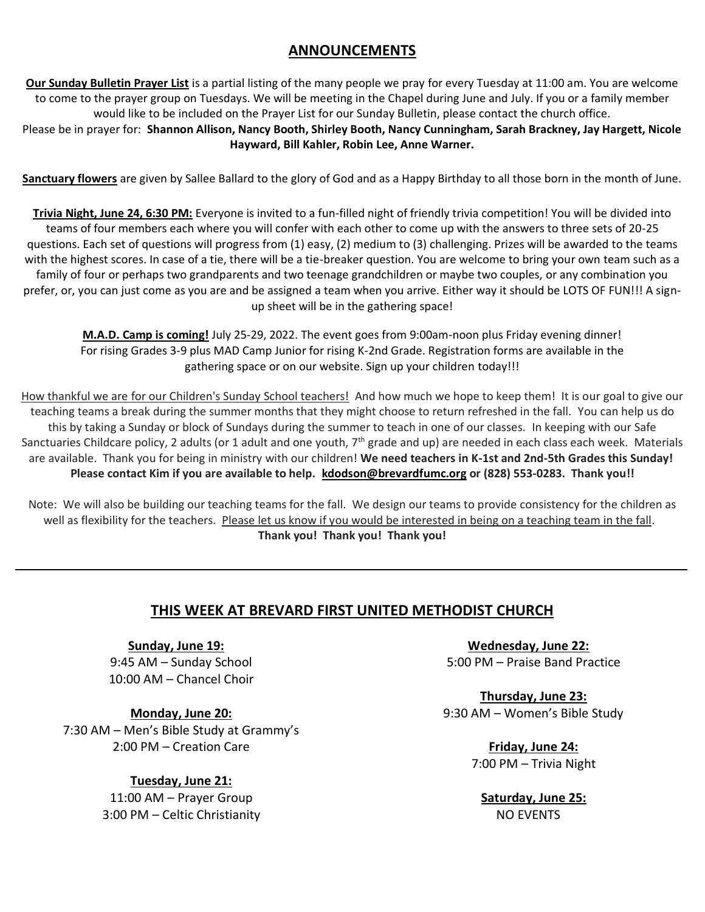## ANNOUNCEMENTS

**Our Sunday Bulletin Prayer List** is a partial listing of the many people we pray for every Tuesday at 11:00 am. You are welcome to come to the prayer group on Tuesdays. We will be meeting in the Chapel during June and July. If you or a family member would like to be included on the Prayer List for our Sunday Bulletin, please contact the church office.
Please be in prayer for: **Shannon Allison, Nancy Booth, Shirley Booth, Nancy Cunningham, Sarah Brackney, Jay Hargett, Nicole Hayward, Bill Kahler, Robin Lee, Anne Warner.**

**Sanctuary flowers** are given by Sallee Ballard to the glory of God and as a Happy Birthday to all those born in the month of June.

**Trivia Night, June 24, 6:30 PM:** Everyone is invited to a fun-filled night of friendly trivia competition! You will be divided into teams of four members each where you will confer with each other to come up with the answers to three sets of 20-25 questions. Each set of questions will progress from (1) easy, (2) medium to (3) challenging. Prizes will be awarded to the teams with the highest scores. In case of a tie, there will be a tie-breaker question. You are welcome to bring your own team such as a family of four or perhaps two grandparents and two teenage grandchildren or maybe two couples, or any combination you prefer, or, you can just come as you are and be assigned a team when you arrive. Either way it should be LOTS OF FUN!!! A sign-up sheet will be in the gathering space!

**M.A.D. Camp is coming!** July 25-29, 2022. The event goes from 9:00am-noon plus Friday evening dinner! For rising Grades 3-9 plus MAD Camp Junior for rising K-2nd Grade. Registration forms are available in the gathering space or on our website. Sign up your children today!!!

How thankful we are for our Children's Sunday School teachers! And how much we hope to keep them! It is our goal to give our teaching teams a break during the summer months that they might choose to return refreshed in the fall. You can help us do this by taking a Sunday or block of Sundays during the summer to teach in one of our classes. In keeping with our Safe Sanctuaries Childcare policy, 2 adults (or 1 adult and one youth, 7th grade and up) are needed in each class each week. Materials are available. Thank you for being in ministry with our children! **We need teachers in K-1st and 2nd-5th Grades this Sunday! Please contact Kim if you are available to help. kdodson@brevardfumc.org or (828) 553-0283. Thank you!!**

Note: We will also be building our teaching teams for the fall. We design our teams to provide consistency for the children as well as flexibility for the teachers. Please let us know if you would be interested in being on a teaching team in the fall.
**Thank you! Thank you! Thank you!**

---

## THIS WEEK AT BREVARD FIRST UNITED METHODIST CHURCH

**Sunday, June 19:**
9:45 AM – Sunday School
10:00 AM – Chancel Choir

**Monday, June 20:**
7:30 AM – Men's Bible Study at Grammy's
2:00 PM – Creation Care

**Tuesday, June 21:**
11:00 AM – Prayer Group
3:00 PM – Celtic Christianity

**Wednesday, June 22:**
5:00 PM – Praise Band Practice

**Thursday, June 23:**
9:30 AM – Women's Bible Study

**Friday, June 24:**
7:00 PM – Trivia Night

**Saturday, June 25:**
NO EVENTS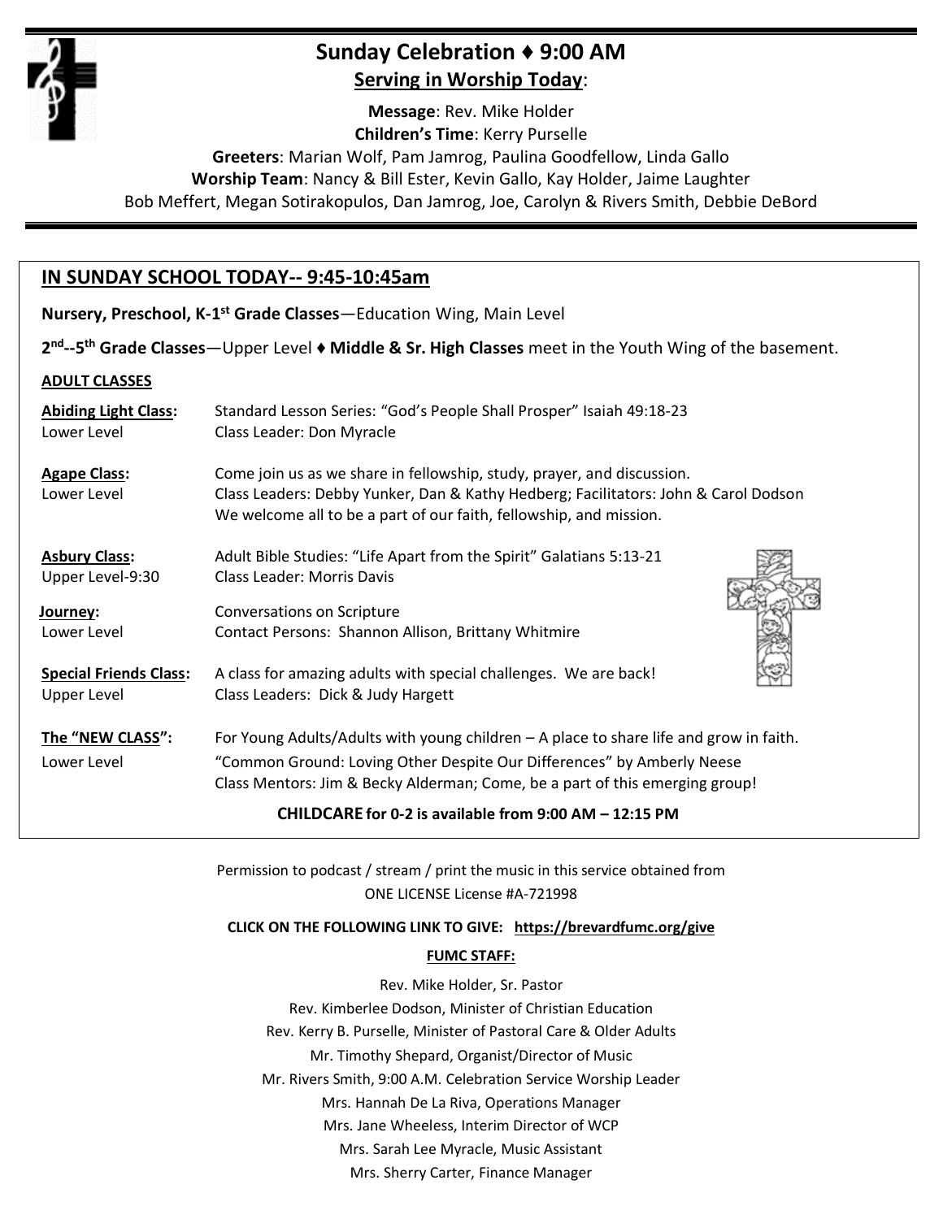# Sunday Celebration ♦ 9:00 AM

## Serving in Worship Today:

**Message**: Rev. Mike Holder
**Children's Time**: Kerry Purselle
**Greeters**: Marian Wolf, Pam Jamrog, Paulina Goodfellow, Linda Gallo
**Worship Team**: Nancy & Bill Ester, Kevin Gallo, Kay Holder, Jaime Laughter
Bob Meffert, Megan Sotirakopulos, Dan Jamrog, Joe, Carolyn & Rivers Smith, Debbie DeBord

---

## IN SUNDAY SCHOOL TODAY-- 9:45-10:45am

**Nursery, Preschool, K-1st Grade Classes**—Education Wing, Main Level

**2nd--5th Grade Classes**—Upper Level ♦ **Middle & Sr. High Classes** meet in the Youth Wing of the basement.

**ADULT CLASSES**

| | |
|---|---|
| **Abiding Light Class:** Lower Level | Standard Lesson Series: "God's People Shall Prosper" Isaiah 49:18-23 Class Leader: Don Myracle |
| **Agape Class:** Lower Level | Come join us as we share in fellowship, study, prayer, and discussion. Class Leaders: Debby Yunker, Dan & Kathy Hedberg; Facilitators: John & Carol Dodson We welcome all to be a part of our faith, fellowship, and mission. |
| **Asbury Class:** Upper Level-9:30 | Adult Bible Studies: "Life Apart from the Spirit" Galatians 5:13-21 Class Leader: Morris Davis |
| **Journey:** Lower Level | Conversations on Scripture Contact Persons: Shannon Allison, Brittany Whitmire |
| **Special Friends Class:** Upper Level | A class for amazing adults with special challenges. We are back! Class Leaders: Dick & Judy Hargett |
| **The "NEW CLASS":** Lower Level | For Young Adults/Adults with young children – A place to share life and grow in faith. "Common Ground: Loving Other Despite Our Differences" by Amberly Neese Class Mentors: Jim & Becky Alderman; Come, be a part of this emerging group! |

**CHILDCARE for 0-2 is available from 9:00 AM – 12:15 PM**

Permission to podcast / stream / print the music in this service obtained from ONE LICENSE License #A-721998

**CLICK ON THE FOLLOWING LINK TO GIVE: https://brevardfumc.org/give**

**FUMC STAFF:**

Rev. Mike Holder, Sr. Pastor
Rev. Kimberlee Dodson, Minister of Christian Education
Rev. Kerry B. Purselle, Minister of Pastoral Care & Older Adults
Mr. Timothy Shepard, Organist/Director of Music
Mr. Rivers Smith, 9:00 A.M. Celebration Service Worship Leader
Mrs. Hannah De La Riva, Operations Manager
Mrs. Jane Wheeless, Interim Director of WCP
Mrs. Sarah Lee Myracle, Music Assistant
Mrs. Sherry Carter, Finance Manager